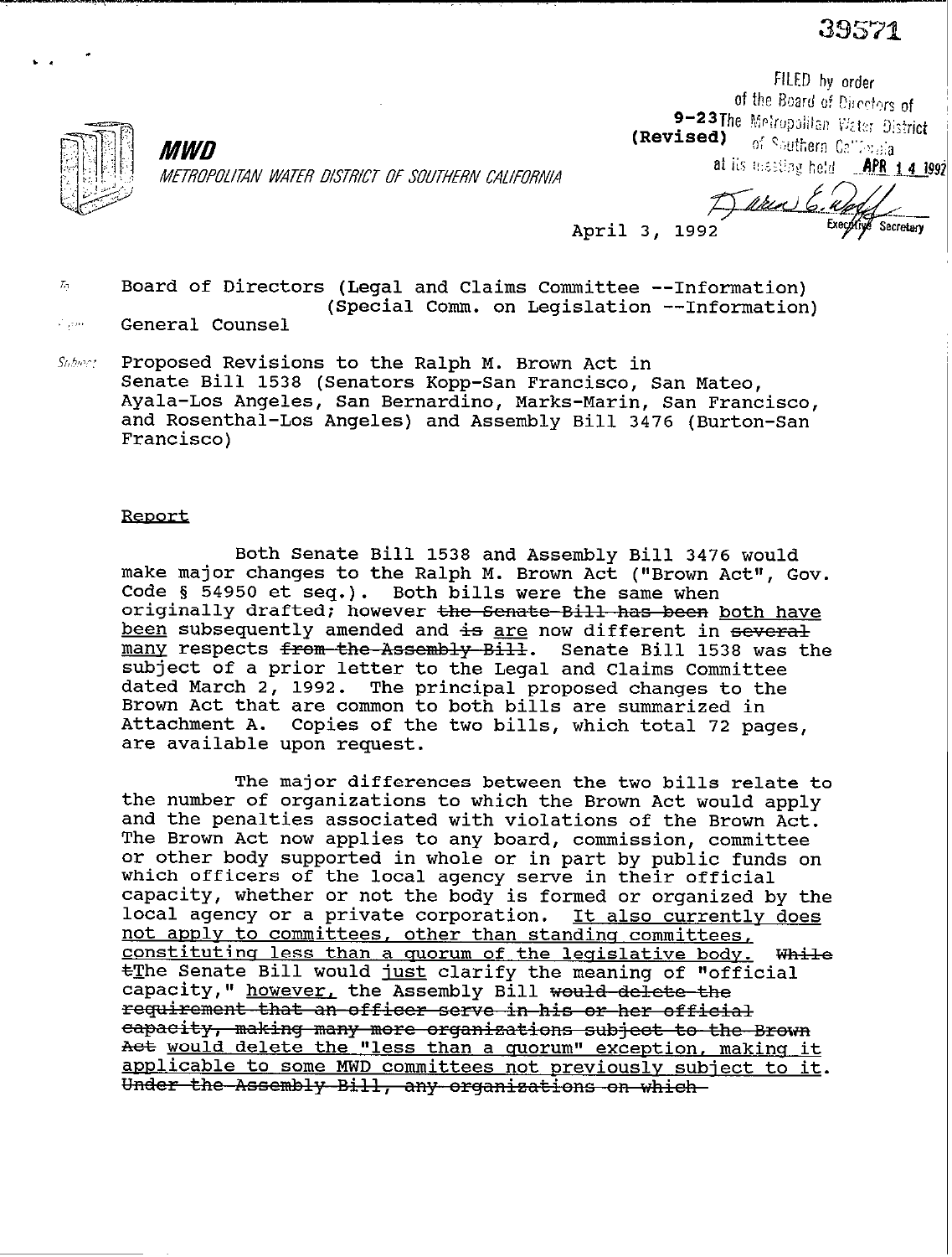39571

**MWD**

METROPOLITAN WATER DISTRICT OF SOUTHERN CALIFORNIA

FILED by order of the Board of Directors of The Metropolitan Water District of Southern California at its meeting held APR 14 1992

Executive Secretary

9-23 (Revised)

April 3, 1992

To: Board of Directors (Legal and Claims Committee --Information) (Special Comm. on Legislation --Information)

From: General Counsel

Subject: Proposed Revisions to the Ralph M. Brown Act in Senate Bill 1538 (Senators Kopp-San Francisco, San Mateo, Ayala-Los Angeles, San Bernardino, Marks-Marin, San Francisco, and Rosenthal-Los Angeles) and Assembly Bill 3476 (Burton-San Francisco)

## Report

Both Senate Bill 1538 and Assembly Bill 3476 would make major changes to the Ralph M. Brown Act ("Brown Act", Gov. Code § 54950 et seq.). Both bills were the same when originally drafted; however ~~the Senate Bill has been~~ both have been subsequently amended and ~~is~~ are now different in ~~several~~ many respects ~~from the Assembly Bill~~. Senate Bill 1538 was the subject of a prior letter to the Legal and Claims Committee dated March 2, 1992. The principal proposed changes to the Brown Act that are common to both bills are summarized in Attachment A. Copies of the two bills, which total 72 pages, are available upon request.

The major differences between the two bills relate to the number of organizations to which the Brown Act would apply and the penalties associated with violations of the Brown Act. The Brown Act now applies to any board, commission, committee or other body supported in whole or in part by public funds on which officers of the local agency serve in their official capacity, whether or not the body is formed or organized by the local agency or a private corporation. It also currently does not apply to committees, other than standing committees, constituting less than a quorum of the legislative body. ~~While t~~The Senate Bill would just clarify the meaning of "official capacity," however, the Assembly Bill ~~would delete the requirement that an officer serve in his or her official capacity, making many more organizations subject to the Brown Act~~ would delete the "less than a quorum" exception, making it applicable to some MWD committees not previously subject to it. ~~Under the Assembly Bill, any organizations on which~~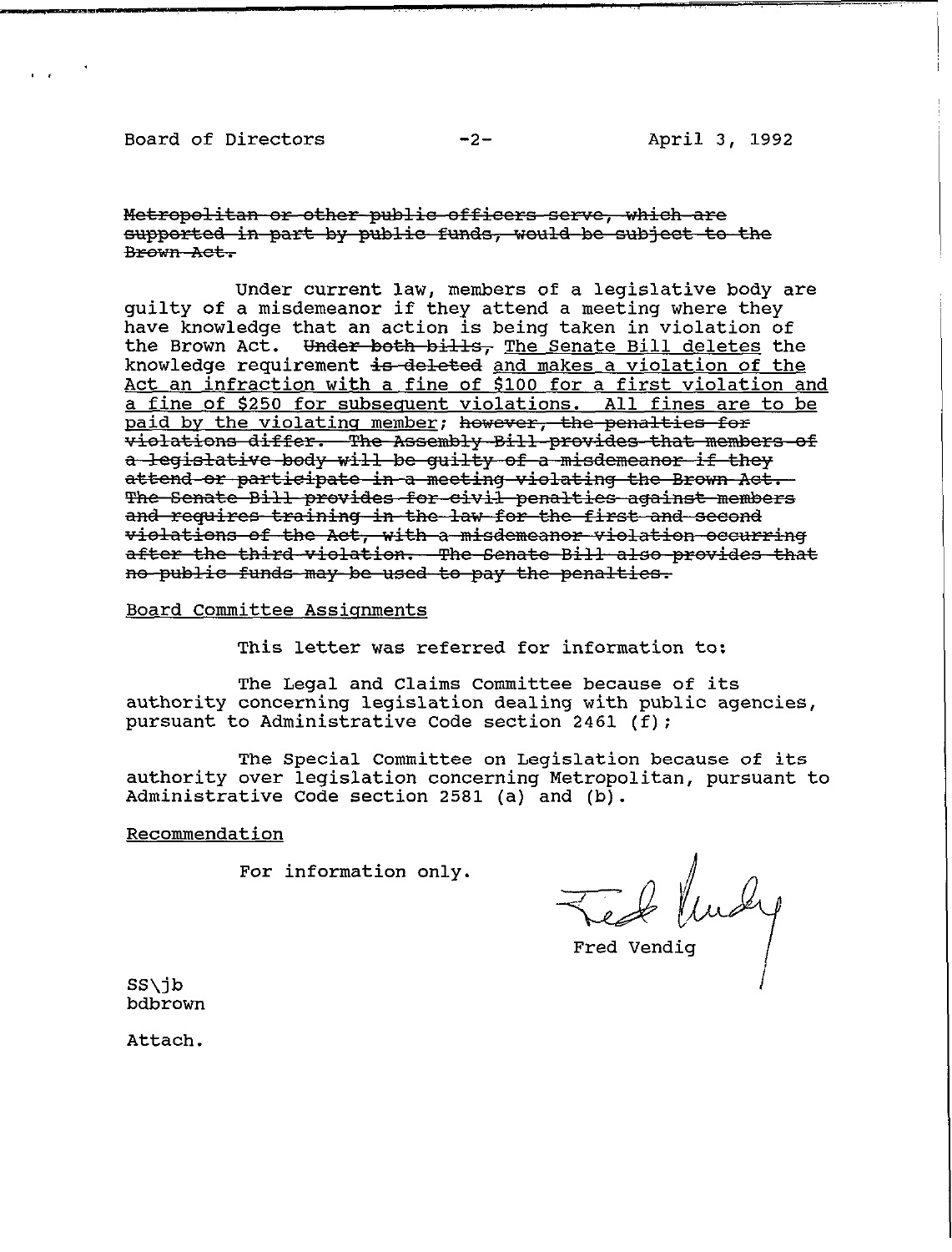~~Metropolitan or other public officers serve, which are supported in part by public funds, would be subject to the Brown Act.~~

Under current law, members of a legislative body are guilty of a misdemeanor if they attend a meeting where they have knowledge that an action is being taken in violation of the Brown Act. ~~Under both bills,~~ <u>The Senate Bill deletes</u> the knowledge requirement ~~is deleted~~ <u>and makes a violation of the Act an infraction with a fine of $100 for a first violation and a fine of $250 for subsequent violations. All fines are to be paid by the violating member</u>; ~~however, the penalties for violations differ. The Assembly Bill provides that members of a legislative body will be guilty of a misdemeanor if they attend or participate in a meeting violating the Brown Act. The Senate Bill provides for civil penalties against members and requires training in the law for the first and second violations of the Act, with a misdemeanor violation occurring after the third violation. The Senate Bill also provides that no public funds may be used to pay the penalties.~~

<u>Board Committee Assignments</u>

This letter was referred for information to:

The Legal and Claims Committee because of its authority concerning legislation dealing with public agencies, pursuant to Administrative Code section 2461 (f);

The Special Committee on Legislation because of its authority over legislation concerning Metropolitan, pursuant to Administrative Code section 2581 (a) and (b).

<u>Recommendation</u>

For information only.

Fred Vendig

SS\jb
bdbrown

Attach.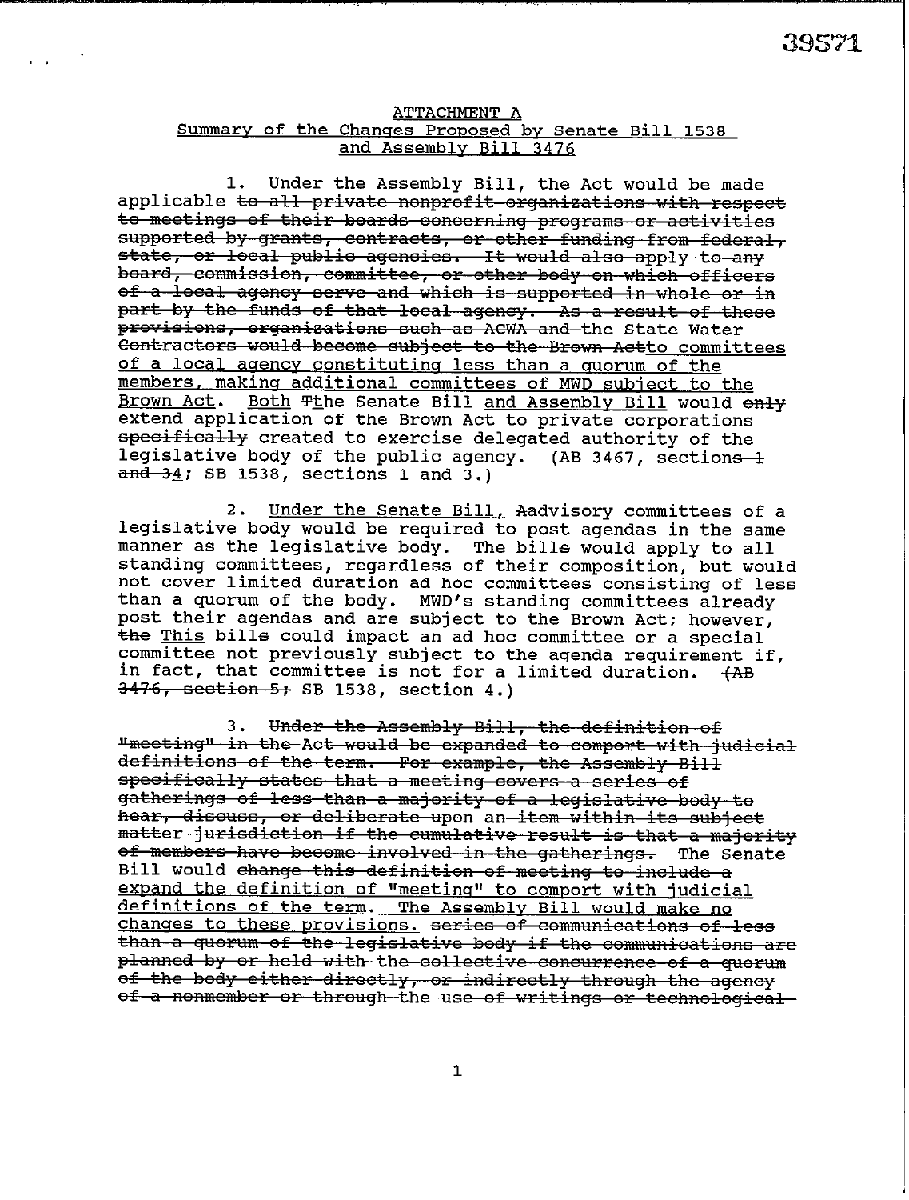## <u>ATTACHMENT A</u>
## <u>Summary of the Changes Proposed by Senate Bill 1538 and Assembly Bill 3476</u>

1. Under the Assembly Bill, the Act would be made applicable ~~to all private nonprofit organizations with respect to meetings of their boards concerning programs or activities supported by grants, contracts, or other funding from federal, state, or local public agencies. It would also apply to any board, commission, committee, or other body on which officers of a local agency serve and which is supported in whole or in part by the funds of that local agency. As a result of these provisions, organizations such as ACWA and the State Water Contractors would become subject to the Brown Act~~<u>to committees of a local agency constituting less than a quorum of the members, making additional committees of MWD subject to the Brown Act</u>. <u>Both</u> ~~T~~<u>t</u>he Senate Bill <u>and Assembly Bill</u> would ~~only~~ extend application of the Brown Act to private corporations ~~specifically~~ created to exercise delegated authority of the legislative body of the public agency. (AB 3467, section~~s 1 and 3~~<u>4</u>; SB 1538, sections 1 and 3.)

2. <u>Under the Senate Bill,</u> ~~A~~<u>a</u>dvisory committees of a legislative body would be required to post agendas in the same manner as the legislative body. The bill~~s~~ would apply to all standing committees, regardless of their composition, but would not cover limited duration ad hoc committees consisting of less than a quorum of the body. MWD's standing committees already post their agendas and are subject to the Brown Act; however, ~~the~~ <u>This</u> bill~~s~~ could impact an ad hoc committee or a special committee not previously subject to the agenda requirement if, in fact, that committee is not for a limited duration. ~~(AB 3476, section 5;~~ SB 1538, section 4.)

3. ~~Under the Assembly Bill, the definition of "meeting" in the Act would be expanded to comport with judicial definitions of the term. For example, the Assembly Bill specifically states that a meeting covers a series of gatherings of less than a majority of a legislative body to hear, discuss, or deliberate upon an item within its subject matter jurisdiction if the cumulative result is that a majority of members have become involved in the gatherings.~~ The Senate Bill would ~~change this definition of meeting to include a~~ <u>expand the definition of "meeting" to comport with judicial definitions of the term. The Assembly Bill would make no changes to these provisions.</u> ~~series of communications of less than a quorum of the legislative body if the communications are planned by or held with the collective concurrence of a quorum of the body either directly, or indirectly through the agency of a nonmember or through the use of writings or technological~~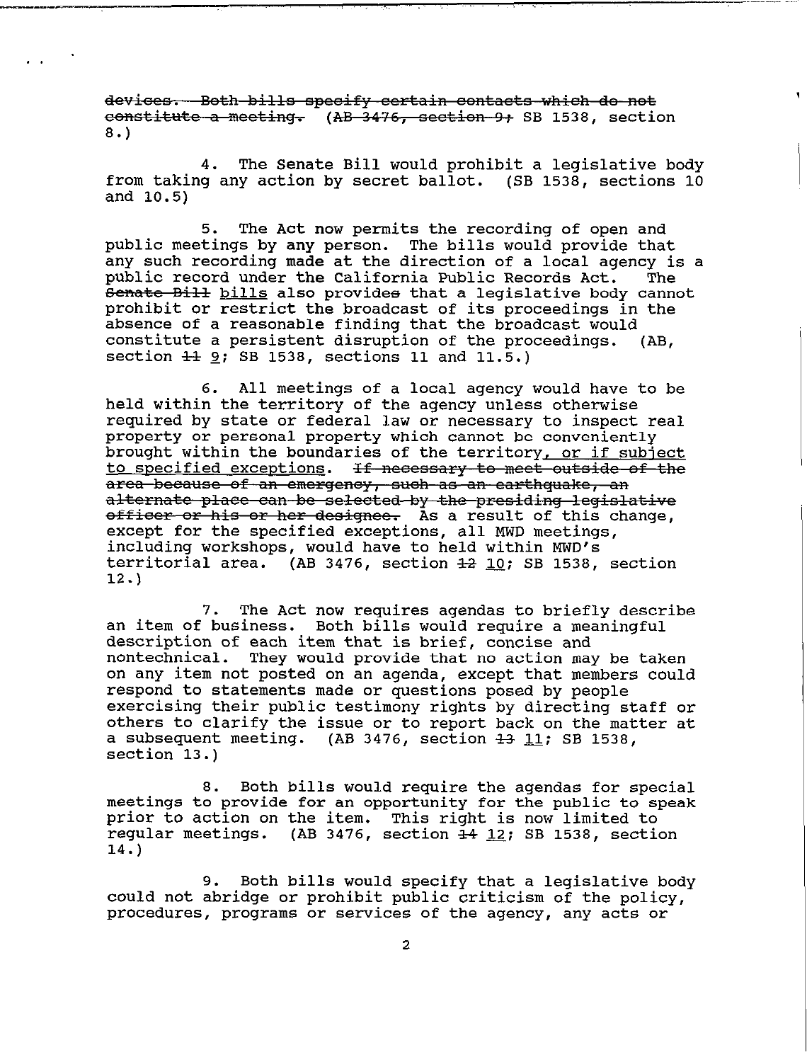~~devices. Both bills specify certain contacts which do not constitute a meeting.~~ (~~AB 3476, section 9;~~ SB 1538, section 8.)

4. The Senate Bill would prohibit a legislative body from taking any action by secret ballot. (SB 1538, sections 10 and 10.5)

5. The Act now permits the recording of open and public meetings by any person. The bills would provide that any such recording made at the direction of a local agency is a public record under the California Public Records Act. The ~~Senate Bill~~ bills also provide~~s~~ that a legislative body cannot prohibit or restrict the broadcast of its proceedings in the absence of a reasonable finding that the broadcast would constitute a persistent disruption of the proceedings. (AB, section ~~11~~ 9; SB 1538, sections 11 and 11.5.)

6. All meetings of a local agency would have to be held within the territory of the agency unless otherwise required by state or federal law or necessary to inspect real property or personal property which cannot be conveniently brought within the boundaries of the territory, or if subject to specified exceptions. ~~If necessary to meet outside of the area because of an emergency, such as an earthquake, an alternate place can be selected by the presiding legislative officer or his or her designee.~~ As a result of this change, except for the specified exceptions, all MWD meetings, including workshops, would have to held within MWD's territorial area. (AB 3476, section ~~12~~ 10; SB 1538, section 12.)

7. The Act now requires agendas to briefly describe an item of business. Both bills would require a meaningful description of each item that is brief, concise and nontechnical. They would provide that no action may be taken on any item not posted on an agenda, except that members could respond to statements made or questions posed by people exercising their public testimony rights by directing staff or others to clarify the issue or to report back on the matter at a subsequent meeting. (AB 3476, section ~~13~~ 11; SB 1538, section 13.)

8. Both bills would require the agendas for special meetings to provide for an opportunity for the public to speak prior to action on the item. This right is now limited to regular meetings. (AB 3476, section ~~14~~ 12; SB 1538, section 14.)

9. Both bills would specify that a legislative body could not abridge or prohibit public criticism of the policy, procedures, programs or services of the agency, any acts or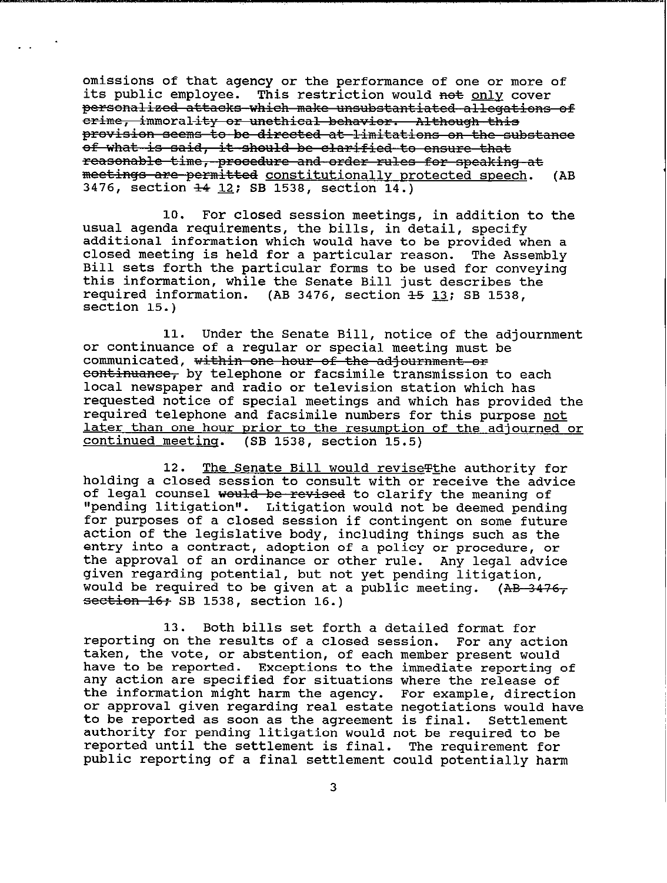omissions of that agency or the performance of one or more of its public employee. This restriction would ~~not~~ only cover ~~personalized attacks which make unsubstantiated allegations of crime, immorality or unethical behavior. Although this provision seems to be directed at limitations on the substance of what is said, it should be clarified to ensure that reasonable time, procedure and order rules for speaking at meetings are permitted~~ constitutionally protected speech. (AB 3476, section ~~14~~ 12; SB 1538, section 14.)

10. For closed session meetings, in addition to the usual agenda requirements, the bills, in detail, specify additional information which would have to be provided when a closed meeting is held for a particular reason. The Assembly Bill sets forth the particular forms to be used for conveying this information, while the Senate Bill just describes the required information. (AB 3476, section ~~15~~ 13; SB 1538, section 15.)

11. Under the Senate Bill, notice of the adjournment or continuance of a regular or special meeting must be communicated, ~~within one hour of the adjournment or continuance,~~ by telephone or facsimile transmission to each local newspaper and radio or television station which has requested notice of special meetings and which has provided the required telephone and facsimile numbers for this purpose not later than one hour prior to the resumption of the adjourned or continued meeting. (SB 1538, section 15.5)

12. The Senate Bill would revise~~T~~the authority for holding a closed session to consult with or receive the advice of legal counsel ~~would be revised~~ to clarify the meaning of "pending litigation". Litigation would not be deemed pending for purposes of a closed session if contingent on some future action of the legislative body, including things such as the entry into a contract, adoption of a policy or procedure, or the approval of an ordinance or other rule. Any legal advice given regarding potential, but not yet pending litigation, would be required to be given at a public meeting. (~~AB 3476, section 16;~~ SB 1538, section 16.)

13. Both bills set forth a detailed format for reporting on the results of a closed session. For any action taken, the vote, or abstention, of each member present would have to be reported. Exceptions to the immediate reporting of any action are specified for situations where the release of the information might harm the agency. For example, direction or approval given regarding real estate negotiations would have to be reported as soon as the agreement is final. Settlement authority for pending litigation would not be required to be reported until the settlement is final. The requirement for public reporting of a final settlement could potentially harm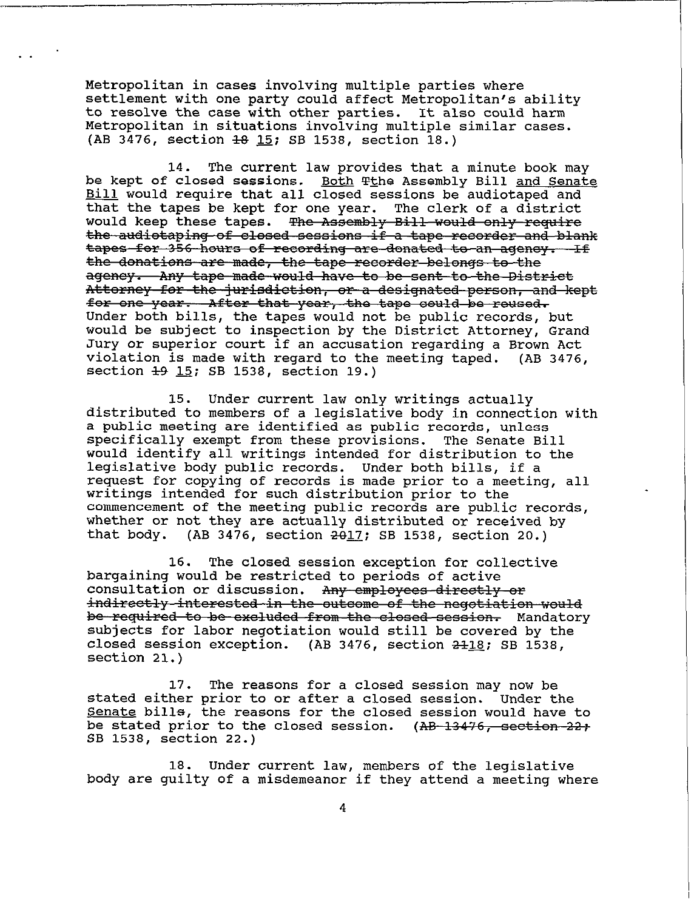Metropolitan in cases involving multiple parties where settlement with one party could affect Metropolitan's ability to resolve the case with other parties. It also could harm Metropolitan in situations involving multiple similar cases. (AB 3476, section ~~18~~ <u>15</u>; SB 1538, section 18.)

14. The current law provides that a minute book may be kept of closed sessions. <u>Both</u> ~~T~~<u>t</u>he Assembly Bill <u>and Senate Bill</u> would require that all closed sessions be audiotaped and that the tapes be kept for one year. The clerk of a district would keep these tapes. ~~The Assembly Bill would only require the audiotaping of closed sessions if a tape recorder and blank tapes for 356 hours of recording are donated to an agency. If the donations are made, the tape recorder belongs to the agency. Any tape made would have to be sent to the District Attorney for the jurisdiction, or a designated person, and kept for one year. After that year, the tape could be reused.~~ Under both bills, the tapes would not be public records, but would be subject to inspection by the District Attorney, Grand Jury or superior court if an accusation regarding a Brown Act violation is made with regard to the meeting taped. (AB 3476, section ~~19~~ <u>15</u>; SB 1538, section 19.)

15. Under current law only writings actually distributed to members of a legislative body in connection with a public meeting are identified as public records, unless specifically exempt from these provisions. The Senate Bill would identify all writings intended for distribution to the legislative body public records. Under both bills, if a request for copying of records is made prior to a meeting, all writings intended for such distribution prior to the commencement of the meeting public records are public records, whether or not they are actually distributed or received by that body. (AB 3476, section ~~20~~<u>17</u>; SB 1538, section 20.)

16. The closed session exception for collective bargaining would be restricted to periods of active consultation or discussion. ~~Any employees directly or indirectly interested in the outcome of the negotiation would be required to be excluded from the closed session.~~ Mandatory subjects for labor negotiation would still be covered by the closed session exception. (AB 3476, section ~~21~~<u>18</u>; SB 1538, section 21.)

17. The reasons for a closed session may now be stated either prior to or after a closed session. Under the <u>Senate</u> bill~~s~~, the reasons for the closed session would have to be stated prior to the closed session. ~~(AB 13476, section 22;~~ SB 1538, section 22.)

18. Under current law, members of the legislative body are guilty of a misdemeanor if they attend a meeting where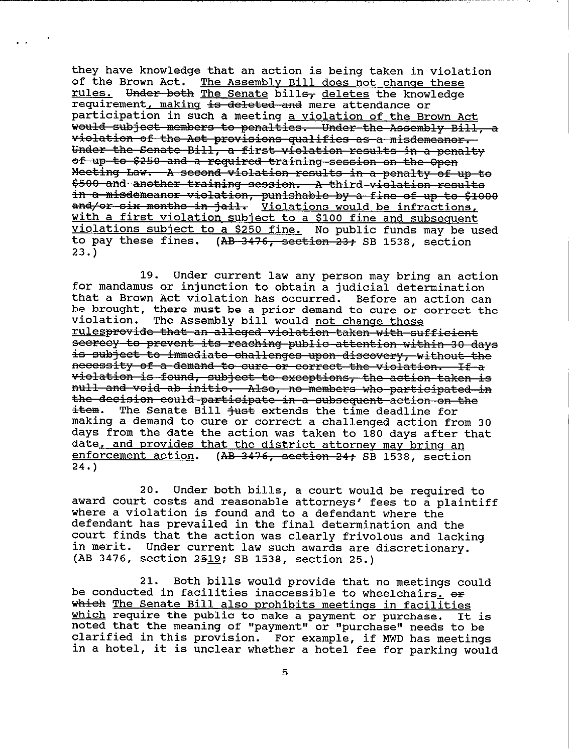they have knowledge that an action is being taken in violation of the Brown Act. <u>The Assembly Bill does not change these rules.</u> ~~Under both~~ <u>The Senate</u> bill~~s,~~ <u>deletes</u> the knowledge requirement<u>, making</u> ~~is deleted and~~ mere attendance or participation in such a meeting <u>a violation of the Brown Act</u> ~~would subject members to penalties. Under the Assembly Bill, a violation of the Act provisions qualifies as a misdemeanor. Under the Senate Bill, a first violation results in a penalty of up to $250 and a required training session on the Open Meeting Law. A second violation results in a penalty of up to $500 and another training session. A third violation results in a misdemeanor violation, punishable by a fine of up to $1000 and/or six months in jail.~~ <u>Violations would be infractions, with a first violation subject to a $100 fine and subsequent violations subject to a $250 fine.</u> No public funds may be used to pay these fines. (~~AB 3476, section 23;~~ SB 1538, section 23.)

19. Under current law any person may bring an action for mandamus or injunction to obtain a judicial determination that a Brown Act violation has occurred. Before an action can be brought, there must be a prior demand to cure or correct the violation. The Assembly bill would <u>not change these rules</u>~~provide that an alleged violation taken with sufficient secrecy to prevent its reaching public attention within 30 days is subject to immediate challenges upon discovery, without the necessity of a demand to cure or correct the violation. If a violation is found, subject to exceptions, the action taken is null and void ab initio. Also, no members who participated in the decision could participate in a subsequent action on the item~~. The Senate Bill ~~just~~ extends the time deadline for making a demand to cure or correct a challenged action from 30 days from the date the action was taken to 180 days after that date<u>, and provides that the district attorney may bring an enforcement action</u>. (~~AB 3476, section 24;~~ SB 1538, section 24.)

20. Under both bills, a court would be required to award court costs and reasonable attorneys' fees to a plaintiff where a violation is found and to a defendant where the defendant has prevailed in the final determination and the court finds that the action was clearly frivolous and lacking in merit. Under current law such awards are discretionary. (AB 3476, section ~~25~~<u>19</u>; SB 1538, section 25.)

21. Both bills would provide that no meetings could be conducted in facilities inaccessible to wheelchairs<u>.</u> ~~or which~~ <u>The Senate Bill also prohibits meetings in facilities which</u> require the public to make a payment or purchase. It is noted that the meaning of "payment" or "purchase" needs to be clarified in this provision. For example, if MWD has meetings in a hotel, it is unclear whether a hotel fee for parking would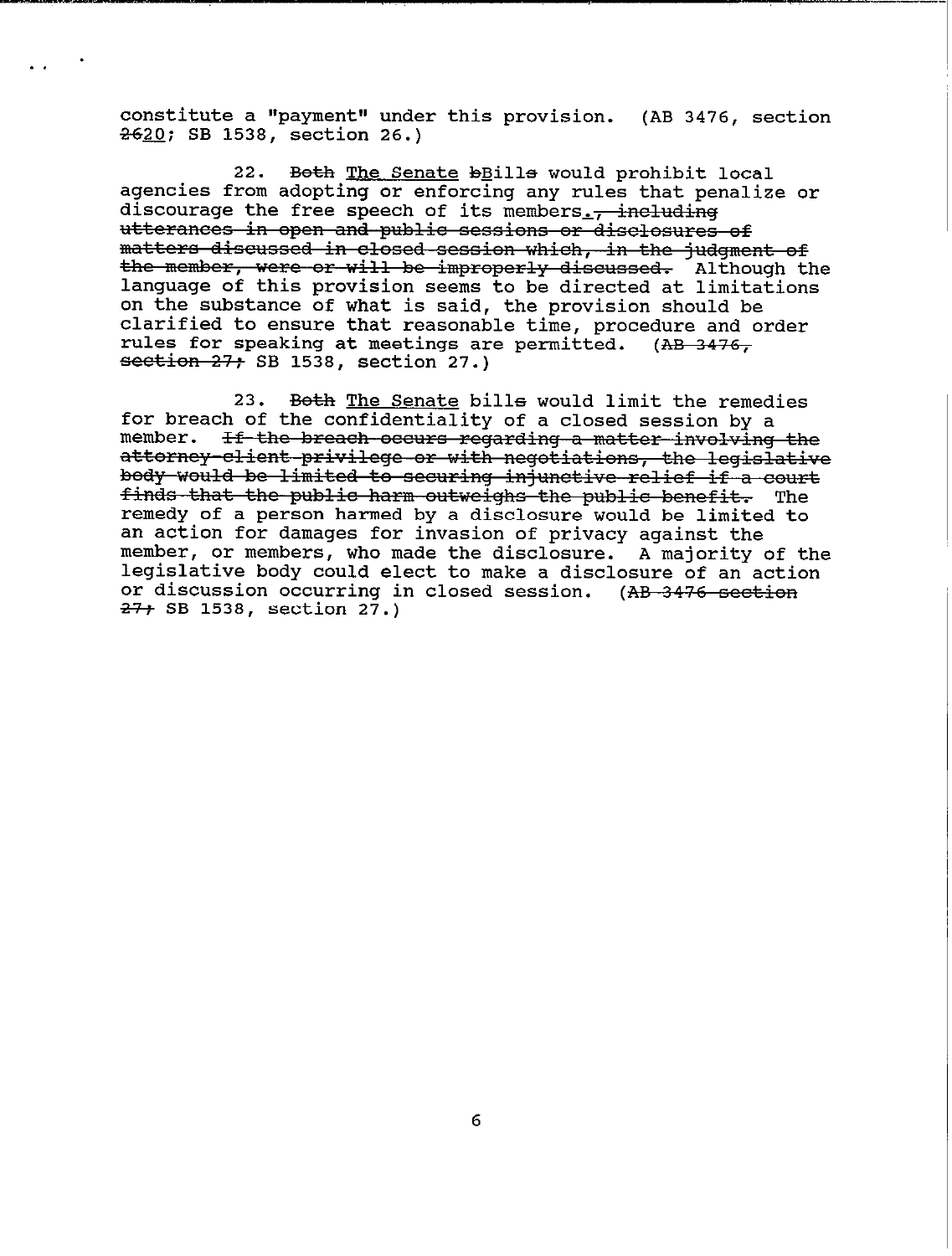constitute a "payment" under this provision. (AB 3476, section ~~26~~20; SB 1538, section 26.)

22. ~~Both~~ The Senate ~~b~~Bill~~s~~ would prohibit local agencies from adopting or enforcing any rules that penalize or discourage the free speech of its members.~~, including utterances in open and public sessions or disclosures of matters discussed in closed session which, in the judgment of the member, were or will be improperly discussed.~~ Although the language of this provision seems to be directed at limitations on the substance of what is said, the provision should be clarified to ensure that reasonable time, procedure and order rules for speaking at meetings are permitted. (~~AB 3476, section 27;~~ SB 1538, section 27.)

23. ~~Both~~ The Senate bill~~s~~ would limit the remedies for breach of the confidentiality of a closed session by a member. ~~If the breach occurs regarding a matter involving the attorney-client privilege or with negotiations, the legislative body would be limited to securing injunctive relief if a court finds that the public harm outweighs the public benefit.~~ The remedy of a person harmed by a disclosure would be limited to an action for damages for invasion of privacy against the member, or members, who made the disclosure. A majority of the legislative body could elect to make a disclosure of an action or discussion occurring in closed session. (~~AB 3476 section 27;~~ SB 1538, section 27.)